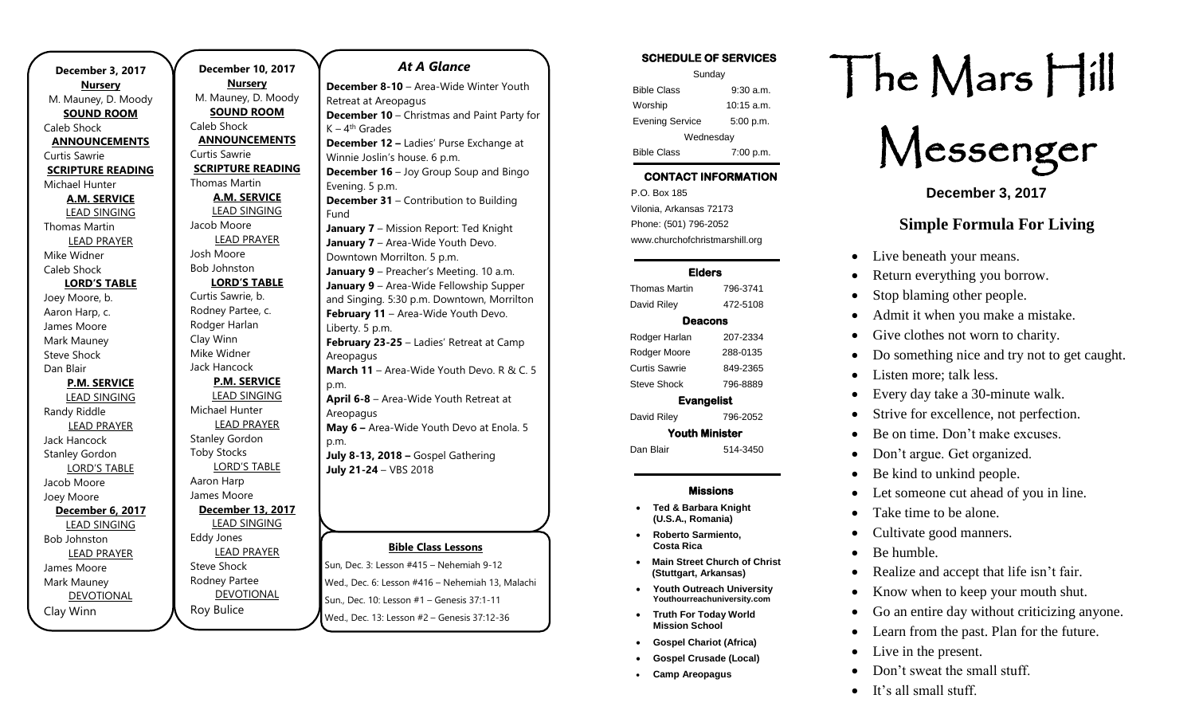**December 3, 2017**

**Nursery**

M. Mauney, D. Moody

**SOUND ROOM**

Caleb Shock

**ANNOUNCEMENTS**

Curtis Sawrie

**SCRIPTURE READING**

Michael Hunter

**A.M. SERVICE**

LEAD SINGING

Thomas Martin

LEAD PRAYER

Mike Widner

Caleb Shock

**LORD'S TABLE**

Joey Moore, b.

Aaron Harp, c.

James Moore

Mark Mauney

Steve Shock

Dan Blair

**P.M. SERVICE**

LEAD SINGING

Randy Riddle

LEAD PRAYER

Jack Hancock

Stanley Gordon

LORD'S TABLE

Jacob Moore

Joey Moore

**December 6, 2017**

LEAD SINGING

Bob Johnston

LEAD PRAYER

James Moore

Mark Mauney

DEVOTIONAL

Clay Winn

**December 10, 2017**

**Nursery**

M. Mauney, D. Moody

**SOUND ROOM**

Caleb Shock

**ANNOUNCEMENTS**

Curtis Sawrie

**SCRIPTURE READING**

Thomas Martin

**A.M. SERVICE**

LEAD SINGING

Jacob Moore

LEAD PRAYER

Josh Moore

Bob Johnston

**LORD'S TABLE**

Curtis Sawrie, b.

Rodney Partee, c.

Rodger Harlan

Clay Winn

Mike Widner

Jack Hancock

**P.M. SERVICE**

LEAD SINGING

Michael Hunter

LEAD PRAYER

Stanley Gordon

Toby Stocks

LORD'S TABLE

Aaron Harp

James Moore

**December 13, 2017**

LEAD SINGING

Eddy Jones

LEAD PRAYER

Steve Shock

Rodney Partee

DEVOTIONAL

Roy Bulice

## *At A Glance*

**December 8-10** – Area-Wide Winter Youth Retreat at Areopagus

**December 10** – Christmas and Paint Party for K – 4th Grades

**December 12 –** Ladies' Purse Exchange at Winnie Joslin's house. 6 p.m.

**December 16** – Joy Group Soup and Bingo Evening. 5 p.m.

**December 31** – Contribution to Building Fund

**January 7** – Mission Report: Ted Knight

**January 7** – Area-Wide Youth Devo. Downtown Morrilton. 5 p.m.

**January 9** – Preacher's Meeting. 10 a.m.

**January 9** – Area-Wide Fellowship Supper and Singing. 5:30 p.m. Downtown, Morrilton

**February 11** – Area-Wide Youth Devo. Liberty. 5 p.m.

**February 23-25** – Ladies' Retreat at Camp Areopagus

**March 11** – Area-Wide Youth Devo. R & C. 5 p.m.

**April 6-8** – Area-Wide Youth Retreat at Areopagus

**May 6 –** Area-Wide Youth Devo at Enola. 5 p.m.

**July 8-13, 2018 –** Gospel Gathering

**July 21-24** – VBS 2018

**Bible Class Lessons**

Sun, Dec. 3: Lesson #415 – Nehemiah 9-12

Wed., Dec. 6: Lesson #416 – Nehemiah 13, Malachi

Sun., Dec. 10: Lesson #1 – Genesis 37:1-11

Wed., Dec. 13: Lesson #2 – Genesis 37:12-36

**SCHEDULE OF SERVICES**

| Sunday | |
|---|---|
| Bible Class | 9:30 a.m. |
| Worship | 10:15 a.m. |
| Evening Service | 5:00 p.m. |
| Wednesday | |
| Bible Class | 7:00 p.m. |

**CONTACT INFORMATION**

P.O. Box 185
Vilonia, Arkansas 72173
Phone: (501) 796-2052
www.churchofchristmarshill.org

**Elders**

| | |
|---|---|
| Thomas Martin | 796-3741 |
| David Riley | 472-5108 |

**Deacons**

| | |
|---|---|
| Rodger Harlan | 207-2334 |
| Rodger Moore | 288-0135 |
| Curtis Sawrie | 849-2365 |
| Steve Shock | 796-8889 |

**Evangelist**

| | |
|---|---|
| David Riley | 796-2052 |

**Youth Minister**

| | |
|---|---|
| Dan Blair | 514-3450 |

**Missions**

- **Ted & Barbara Knight (U.S.A., Romania)**
- **Roberto Sarmiento, Costa Rica**
- **Main Street Church of Christ (Stuttgart, Arkansas)**
- **Youth Outreach University Youthourreachuniversity.com**
- **Truth For Today World Mission School**
- **Gospel Chariot (Africa)**
- **Gospel Crusade (Local)**
- **Camp Areopagus**

# The Mars Hill Messenger

**December 3, 2017**

## Simple Formula For Living

- Live beneath your means.
- Return everything you borrow.
- Stop blaming other people.
- Admit it when you make a mistake.
- Give clothes not worn to charity.
- Do something nice and try not to get caught.
- Listen more; talk less.
- Every day take a 30-minute walk.
- Strive for excellence, not perfection.
- Be on time. Don't make excuses.
- Don't argue. Get organized.
- Be kind to unkind people.
- Let someone cut ahead of you in line.
- Take time to be alone.
- Cultivate good manners.
- Be humble.
- Realize and accept that life isn't fair.
- Know when to keep your mouth shut.
- Go an entire day without criticizing anyone.
- Learn from the past. Plan for the future.
- Live in the present.
- Don't sweat the small stuff.
- It's all small stuff.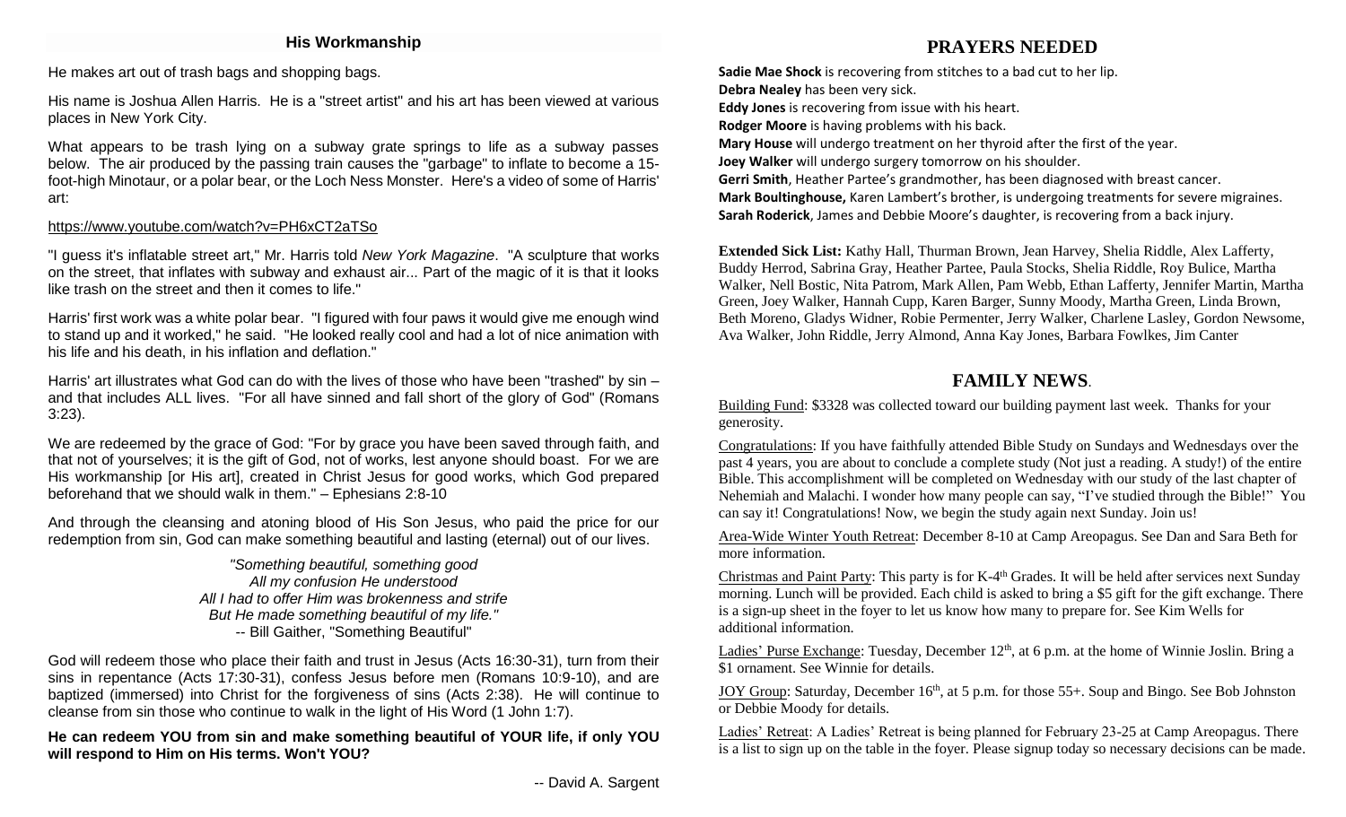## His Workmanship

He makes art out of trash bags and shopping bags.

His name is Joshua Allen Harris. He is a "street artist" and his art has been viewed at various places in New York City.

What appears to be trash lying on a subway grate springs to life as a subway passes below. The air produced by the passing train causes the "garbage" to inflate to become a 15-foot-high Minotaur, or a polar bear, or the Loch Ness Monster. Here's a video of some of Harris' art:

https://www.youtube.com/watch?v=PH6xCT2aTSo

"I guess it's inflatable street art," Mr. Harris told *New York Magazine*. "A sculpture that works on the street, that inflates with subway and exhaust air... Part of the magic of it is that it looks like trash on the street and then it comes to life."

Harris' first work was a white polar bear. "I figured with four paws it would give me enough wind to stand up and it worked," he said. "He looked really cool and had a lot of nice animation with his life and his death, in his inflation and deflation."

Harris' art illustrates what God can do with the lives of those who have been "trashed" by sin – and that includes ALL lives. "For all have sinned and fall short of the glory of God" (Romans 3:23).

We are redeemed by the grace of God: "For by grace you have been saved through faith, and that not of yourselves; it is the gift of God, not of works, lest anyone should boast. For we are His workmanship [or His art], created in Christ Jesus for good works, which God prepared beforehand that we should walk in them." – Ephesians 2:8-10

And through the cleansing and atoning blood of His Son Jesus, who paid the price for our redemption from sin, God can make something beautiful and lasting (eternal) out of our lives.

*"Something beautiful, something good*
*All my confusion He understood*
*All I had to offer Him was brokenness and strife*
*But He made something beautiful of my life."*
-- Bill Gaither, "Something Beautiful"

God will redeem those who place their faith and trust in Jesus (Acts 16:30-31), turn from their sins in repentance (Acts 17:30-31), confess Jesus before men (Romans 10:9-10), and are baptized (immersed) into Christ for the forgiveness of sins (Acts 2:38). He will continue to cleanse from sin those who continue to walk in the light of His Word (1 John 1:7).

**He can redeem YOU from sin and make something beautiful of YOUR life, if only YOU will respond to Him on His terms. Won't YOU?**

-- David A. Sargent

## PRAYERS NEEDED

**Sadie Mae Shock** is recovering from stitches to a bad cut to her lip.
**Debra Nealey** has been very sick.
**Eddy Jones** is recovering from issue with his heart.
**Rodger Moore** is having problems with his back.
**Mary House** will undergo treatment on her thyroid after the first of the year.
**Joey Walker** will undergo surgery tomorrow on his shoulder.
**Gerri Smith**, Heather Partee's grandmother, has been diagnosed with breast cancer.
**Mark Boultinghouse,** Karen Lambert's brother, is undergoing treatments for severe migraines.
**Sarah Roderick**, James and Debbie Moore's daughter, is recovering from a back injury.

**Extended Sick List:** Kathy Hall, Thurman Brown, Jean Harvey, Shelia Riddle, Alex Lafferty, Buddy Herrod, Sabrina Gray, Heather Partee, Paula Stocks, Shelia Riddle, Roy Bulice, Martha Walker, Nell Bostic, Nita Patrom, Mark Allen, Pam Webb, Ethan Lafferty, Jennifer Martin, Martha Green, Joey Walker, Hannah Cupp, Karen Barger, Sunny Moody, Martha Green, Linda Brown, Beth Moreno, Gladys Widner, Robie Permenter, Jerry Walker, Charlene Lasley, Gordon Newsome, Ava Walker, John Riddle, Jerry Almond, Anna Kay Jones, Barbara Fowlkes, Jim Canter

## FAMILY NEWS.

Building Fund: $3328 was collected toward our building payment last week. Thanks for your generosity.

Congratulations: If you have faithfully attended Bible Study on Sundays and Wednesdays over the past 4 years, you are about to conclude a complete study (Not just a reading. A study!) of the entire Bible. This accomplishment will be completed on Wednesday with our study of the last chapter of Nehemiah and Malachi. I wonder how many people can say, "I've studied through the Bible!" You can say it! Congratulations! Now, we begin the study again next Sunday. Join us!

Area-Wide Winter Youth Retreat: December 8-10 at Camp Areopagus. See Dan and Sara Beth for more information.

Christmas and Paint Party: This party is for K-4th Grades. It will be held after services next Sunday morning. Lunch will be provided. Each child is asked to bring a $5 gift for the gift exchange. There is a sign-up sheet in the foyer to let us know how many to prepare for. See Kim Wells for additional information.

Ladies' Purse Exchange: Tuesday, December 12th, at 6 p.m. at the home of Winnie Joslin. Bring a $1 ornament. See Winnie for details.

JOY Group: Saturday, December 16th, at 5 p.m. for those 55+. Soup and Bingo. See Bob Johnston or Debbie Moody for details.

Ladies' Retreat: A Ladies' Retreat is being planned for February 23-25 at Camp Areopagus. There is a list to sign up on the table in the foyer. Please signup today so necessary decisions can be made.